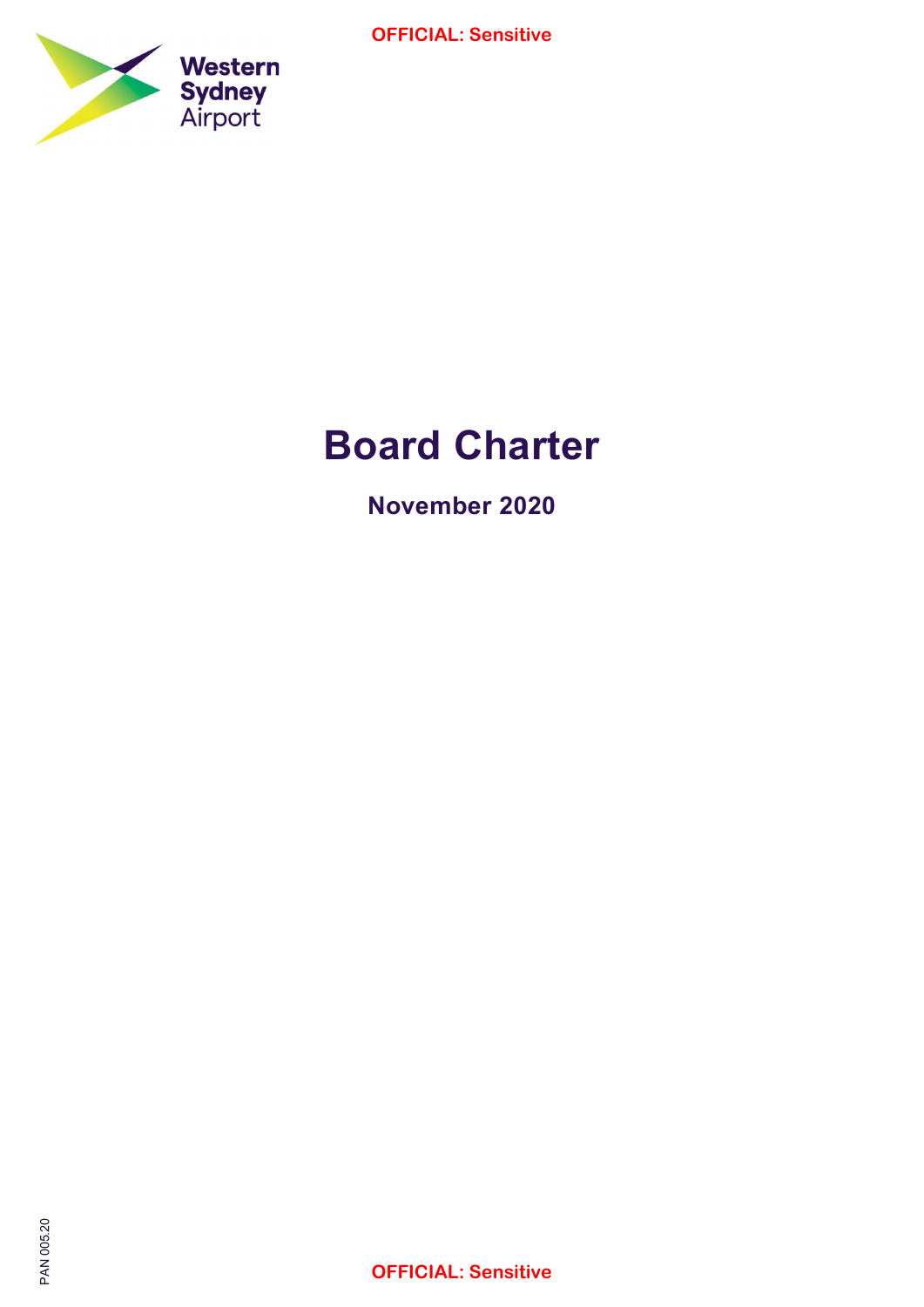# Board Charter

**November 2020**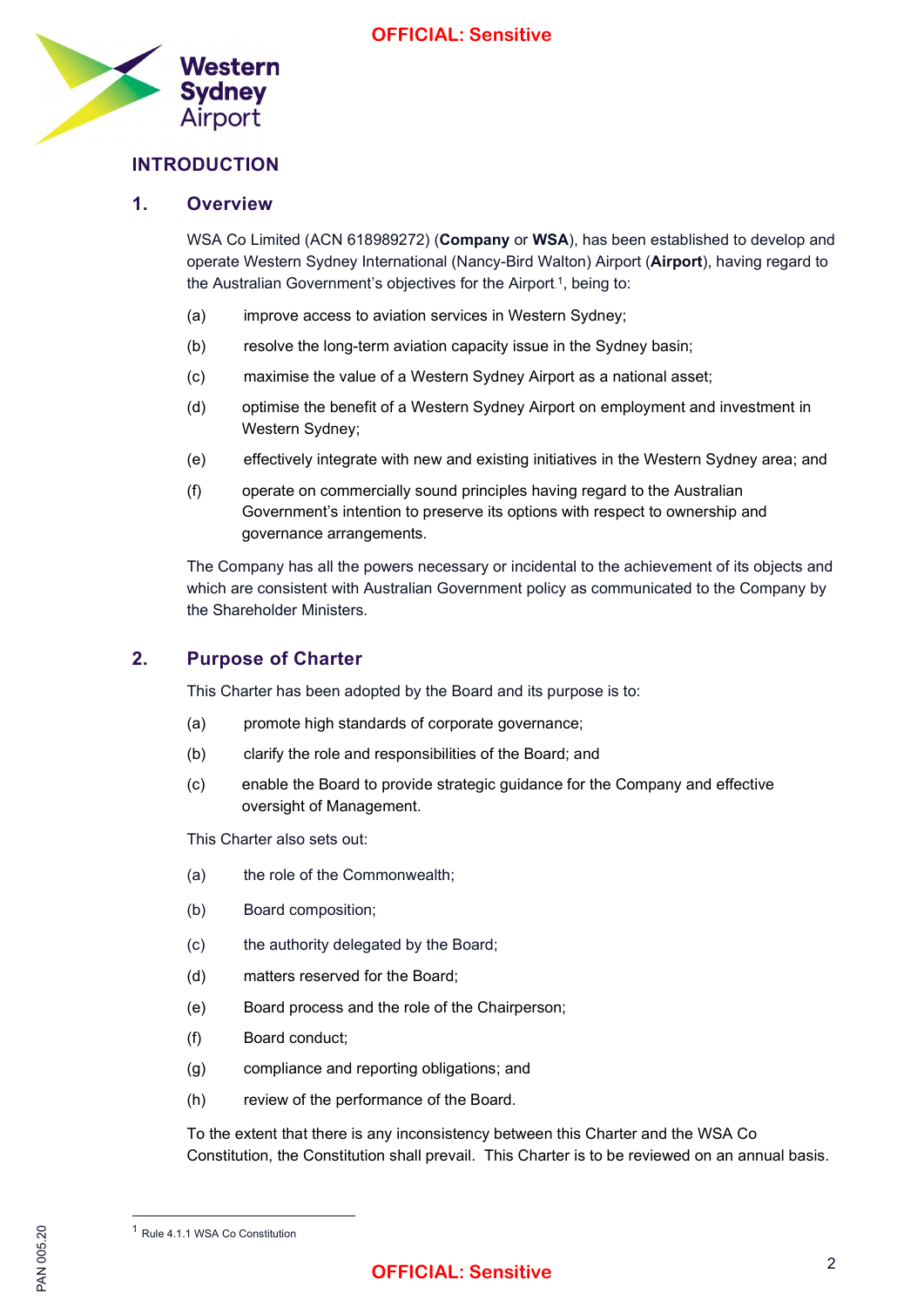# INTRODUCTION

## 1. Overview

WSA Co Limited (ACN 618989272) (**Company** or **WSA**), has been established to develop and operate Western Sydney International (Nancy-Bird Walton) Airport (**Airport**), having regard to the Australian Government's objectives for the Airport [1], being to:

(a) improve access to aviation services in Western Sydney;

(b) resolve the long-term aviation capacity issue in the Sydney basin;

(c) maximise the value of a Western Sydney Airport as a national asset;

(d) optimise the benefit of a Western Sydney Airport on employment and investment in Western Sydney;

(e) effectively integrate with new and existing initiatives in the Western Sydney area; and

(f) operate on commercially sound principles having regard to the Australian Government's intention to preserve its options with respect to ownership and governance arrangements.

The Company has all the powers necessary or incidental to the achievement of its objects and which are consistent with Australian Government policy as communicated to the Company by the Shareholder Ministers.

## 2. Purpose of Charter

This Charter has been adopted by the Board and its purpose is to:

(a) promote high standards of corporate governance;

(b) clarify the role and responsibilities of the Board; and

(c) enable the Board to provide strategic guidance for the Company and effective oversight of Management.

This Charter also sets out:

(a) the role of the Commonwealth;

(b) Board composition;

(c) the authority delegated by the Board;

(d) matters reserved for the Board;

(e) Board process and the role of the Chairperson;

(f) Board conduct;

(g) compliance and reporting obligations; and

(h) review of the performance of the Board.

To the extent that there is any inconsistency between this Charter and the WSA Co Constitution, the Constitution shall prevail. This Charter is to be reviewed on an annual basis.

[1] Rule 4.1.1 WSA Co Constitution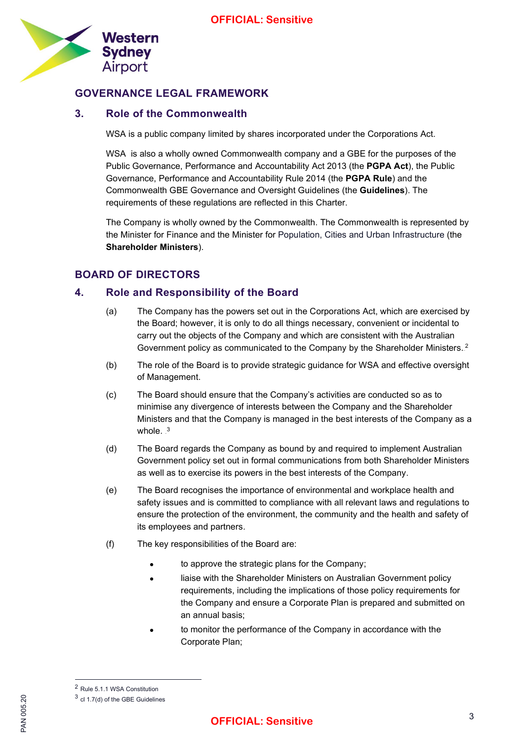## GOVERNANCE LEGAL FRAMEWORK

### 3. Role of the Commonwealth

WSA is a public company limited by shares incorporated under the Corporations Act.

WSA is also a wholly owned Commonwealth company and a GBE for the purposes of the Public Governance, Performance and Accountability Act 2013 (the **PGPA Act**), the Public Governance, Performance and Accountability Rule 2014 (the **PGPA Rule**) and the Commonwealth GBE Governance and Oversight Guidelines (the **Guidelines**). The requirements of these regulations are reflected in this Charter.

The Company is wholly owned by the Commonwealth. The Commonwealth is represented by the Minister for Finance and the Minister for Population, Cities and Urban Infrastructure (the **Shareholder Ministers**).

## BOARD OF DIRECTORS

### 4. Role and Responsibility of the Board

(a) The Company has the powers set out in the Corporations Act, which are exercised by the Board; however, it is only to do all things necessary, convenient or incidental to carry out the objects of the Company and which are consistent with the Australian Government policy as communicated to the Company by the Shareholder Ministers.[2]

(b) The role of the Board is to provide strategic guidance for WSA and effective oversight of Management.

(c) The Board should ensure that the Company's activities are conducted so as to minimise any divergence of interests between the Company and the Shareholder Ministers and that the Company is managed in the best interests of the Company as a whole.[3]

(d) The Board regards the Company as bound by and required to implement Australian Government policy set out in formal communications from both Shareholder Ministers as well as to exercise its powers in the best interests of the Company.

(e) The Board recognises the importance of environmental and workplace health and safety issues and is committed to compliance with all relevant laws and regulations to ensure the protection of the environment, the community and the health and safety of its employees and partners.

(f) The key responsibilities of the Board are:

- to approve the strategic plans for the Company;
- liaise with the Shareholder Ministers on Australian Government policy requirements, including the implications of those policy requirements for the Company and ensure a Corporate Plan is prepared and submitted on an annual basis;
- to monitor the performance of the Company in accordance with the Corporate Plan;

---

[2] Rule 5.1.1 WSA Constitution

[3] cl 1.7(d) of the GBE Guidelines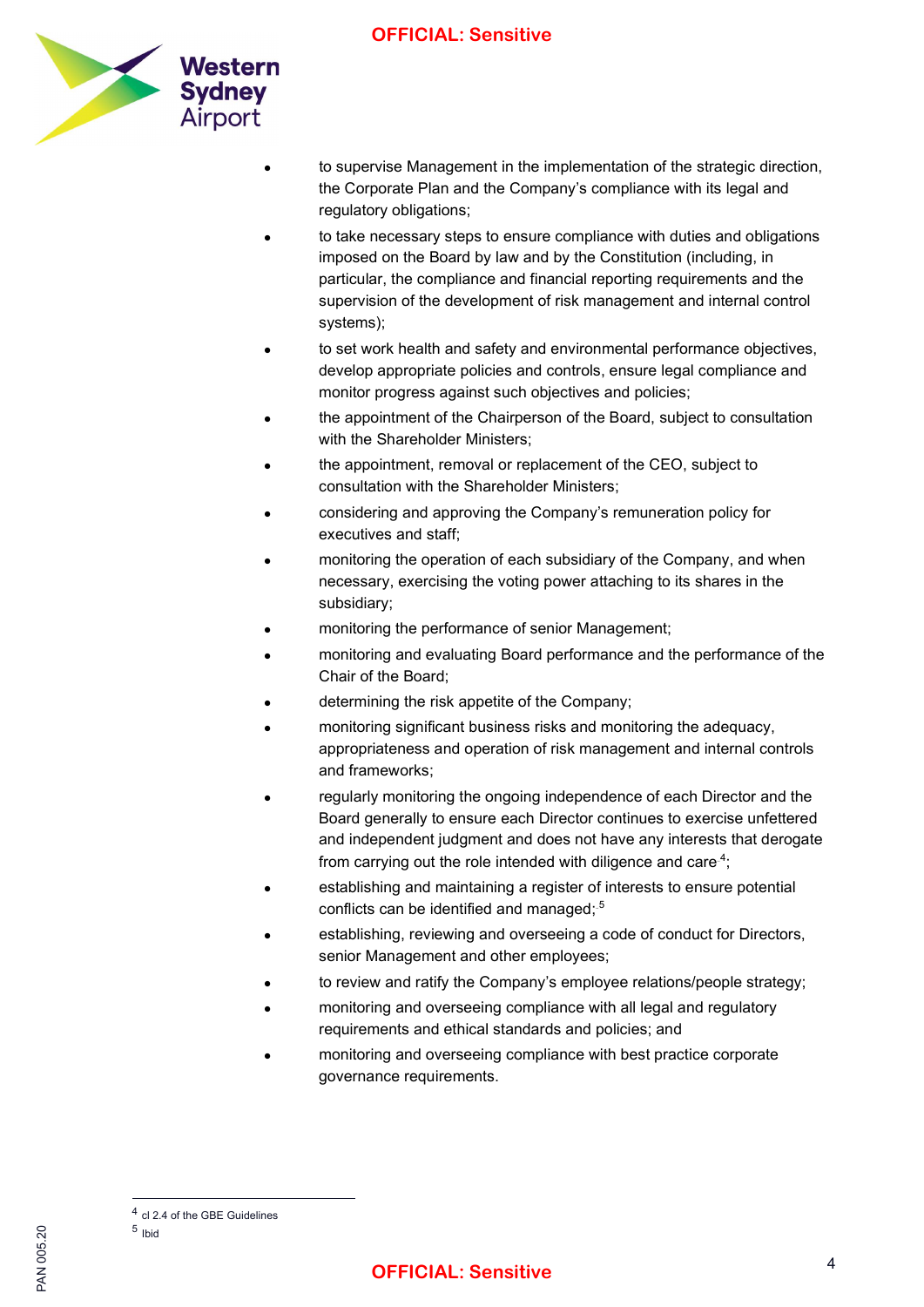- to supervise Management in the implementation of the strategic direction, the Corporate Plan and the Company's compliance with its legal and regulatory obligations;
- to take necessary steps to ensure compliance with duties and obligations imposed on the Board by law and by the Constitution (including, in particular, the compliance and financial reporting requirements and the supervision of the development of risk management and internal control systems);
- to set work health and safety and environmental performance objectives, develop appropriate policies and controls, ensure legal compliance and monitor progress against such objectives and policies;
- the appointment of the Chairperson of the Board, subject to consultation with the Shareholder Ministers;
- the appointment, removal or replacement of the CEO, subject to consultation with the Shareholder Ministers;
- considering and approving the Company's remuneration policy for executives and staff;
- monitoring the operation of each subsidiary of the Company, and when necessary, exercising the voting power attaching to its shares in the subsidiary;
- monitoring the performance of senior Management;
- monitoring and evaluating Board performance and the performance of the Chair of the Board;
- determining the risk appetite of the Company;
- monitoring significant business risks and monitoring the adequacy, appropriateness and operation of risk management and internal controls and frameworks;
- regularly monitoring the ongoing independence of each Director and the Board generally to ensure each Director continues to exercise unfettered and independent judgment and does not have any interests that derogate from carrying out the role intended with diligence and care[4];
- establishing and maintaining a register of interests to ensure potential conflicts can be identified and managed; [5]
- establishing, reviewing and overseeing a code of conduct for Directors, senior Management and other employees;
- to review and ratify the Company's employee relations/people strategy;
- monitoring and overseeing compliance with all legal and regulatory requirements and ethical standards and policies; and
- monitoring and overseeing compliance with best practice corporate governance requirements.

---

[4] cl 2.4 of the GBE Guidelines

[5] Ibid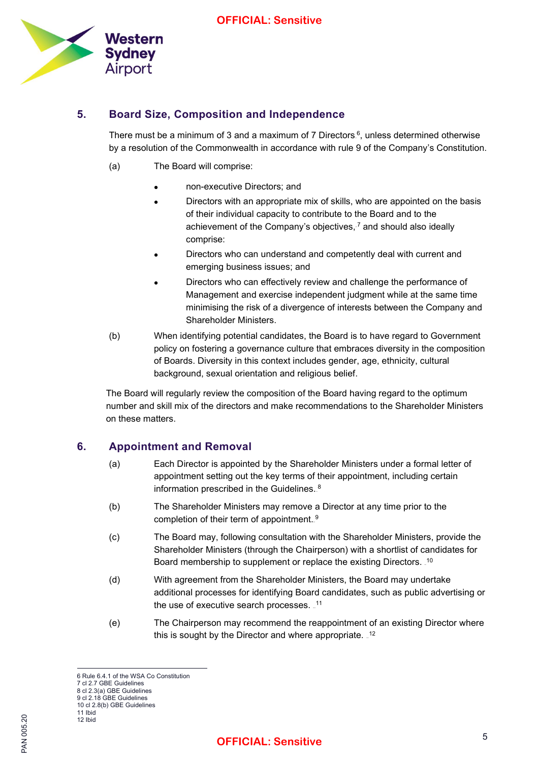## 5. Board Size, Composition and Independence

There must be a minimum of 3 and a maximum of 7 Directors[6], unless determined otherwise by a resolution of the Commonwealth in accordance with rule 9 of the Company's Constitution.

(a) The Board will comprise:

- non-executive Directors; and
- Directors with an appropriate mix of skills, who are appointed on the basis of their individual capacity to contribute to the Board and to the achievement of the Company's objectives,[7] and should also ideally comprise:
- Directors who can understand and competently deal with current and emerging business issues; and
- Directors who can effectively review and challenge the performance of Management and exercise independent judgment while at the same time minimising the risk of a divergence of interests between the Company and Shareholder Ministers.

(b) When identifying potential candidates, the Board is to have regard to Government policy on fostering a governance culture that embraces diversity in the composition of Boards. Diversity in this context includes gender, age, ethnicity, cultural background, sexual orientation and religious belief.

The Board will regularly review the composition of the Board having regard to the optimum number and skill mix of the directors and make recommendations to the Shareholder Ministers on these matters.

## 6. Appointment and Removal

(a) Each Director is appointed by the Shareholder Ministers under a formal letter of appointment setting out the key terms of their appointment, including certain information prescribed in the Guidelines.[8]

(b) The Shareholder Ministers may remove a Director at any time prior to the completion of their term of appointment.[9]

(c) The Board may, following consultation with the Shareholder Ministers, provide the Shareholder Ministers (through the Chairperson) with a shortlist of candidates for Board membership to supplement or replace the existing Directors.[10]

(d) With agreement from the Shareholder Ministers, the Board may undertake additional processes for identifying Board candidates, such as public advertising or the use of executive search processes.[11]

(e) The Chairperson may recommend the reappointment of an existing Director where this is sought by the Director and where appropriate.[12]

---

6 Rule 6.4.1 of the WSA Co Constitution
7 cl 2.7 GBE Guidelines
8 cl 2.3(a) GBE Guidelines
9 cl 2.18 GBE Guidelines
10 cl 2.8(b) GBE Guidelines
11 Ibid
12 Ibid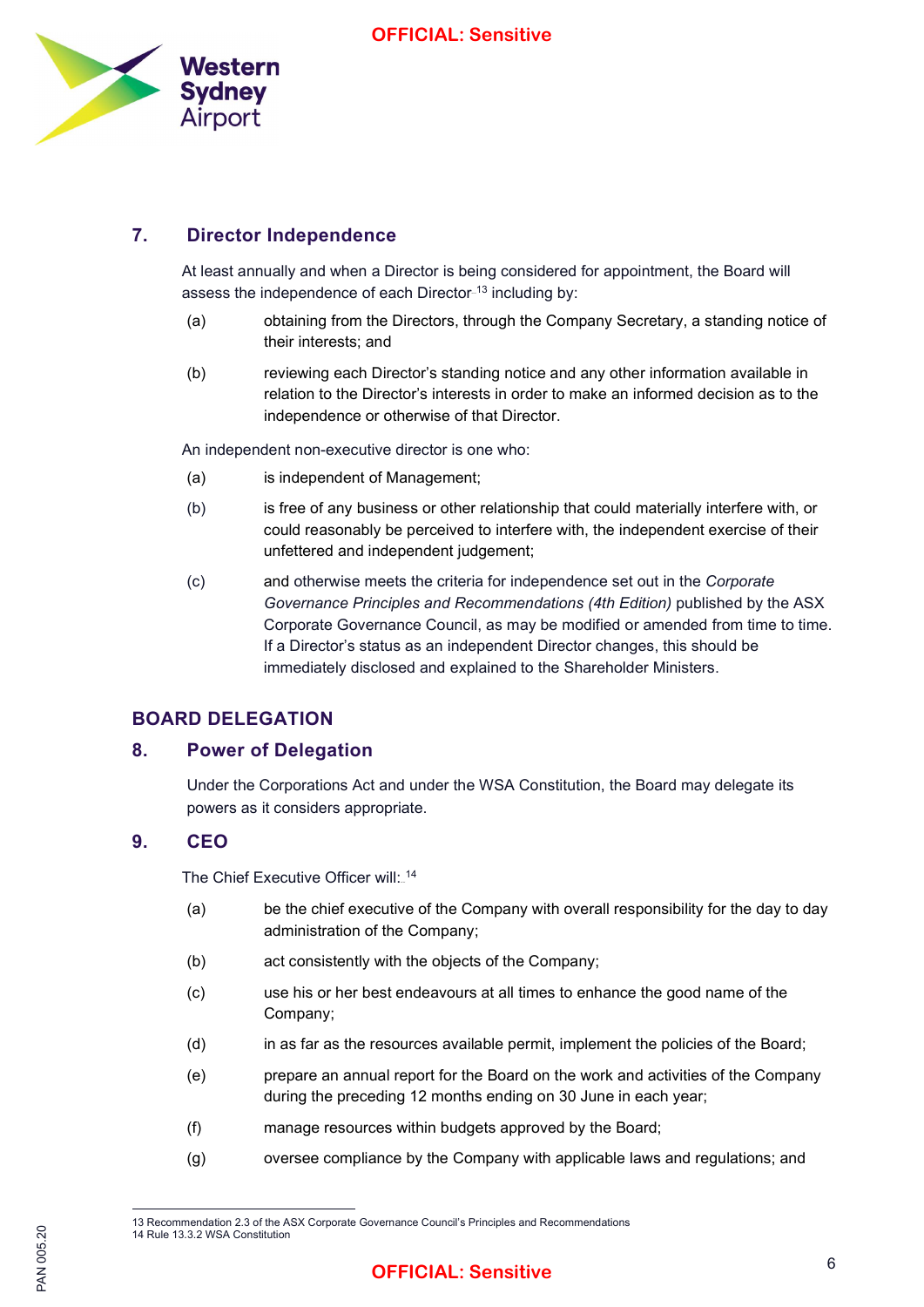## 7. Director Independence

At least annually and when a Director is being considered for appointment, the Board will assess the independence of each Director[13] including by:

(a) obtaining from the Directors, through the Company Secretary, a standing notice of their interests; and

(b) reviewing each Director's standing notice and any other information available in relation to the Director's interests in order to make an informed decision as to the independence or otherwise of that Director.

An independent non-executive director is one who:

(a) is independent of Management;

(b) is free of any business or other relationship that could materially interfere with, or could reasonably be perceived to interfere with, the independent exercise of their unfettered and independent judgement;

(c) and otherwise meets the criteria for independence set out in the *Corporate Governance Principles and Recommendations (4th Edition)* published by the ASX Corporate Governance Council, as may be modified or amended from time to time. If a Director's status as an independent Director changes, this should be immediately disclosed and explained to the Shareholder Ministers.

# BOARD DELEGATION

## 8. Power of Delegation

Under the Corporations Act and under the WSA Constitution, the Board may delegate its powers as it considers appropriate.

## 9. CEO

The Chief Executive Officer will:[14]

(a) be the chief executive of the Company with overall responsibility for the day to day administration of the Company;

(b) act consistently with the objects of the Company;

(c) use his or her best endeavours at all times to enhance the good name of the Company;

(d) in as far as the resources available permit, implement the policies of the Board;

(e) prepare an annual report for the Board on the work and activities of the Company during the preceding 12 months ending on 30 June in each year;

(f) manage resources within budgets approved by the Board;

(g) oversee compliance by the Company with applicable laws and regulations; and

---

13 Recommendation 2.3 of the ASX Corporate Governance Council's Principles and Recommendations
14 Rule 13.3.2 WSA Constitution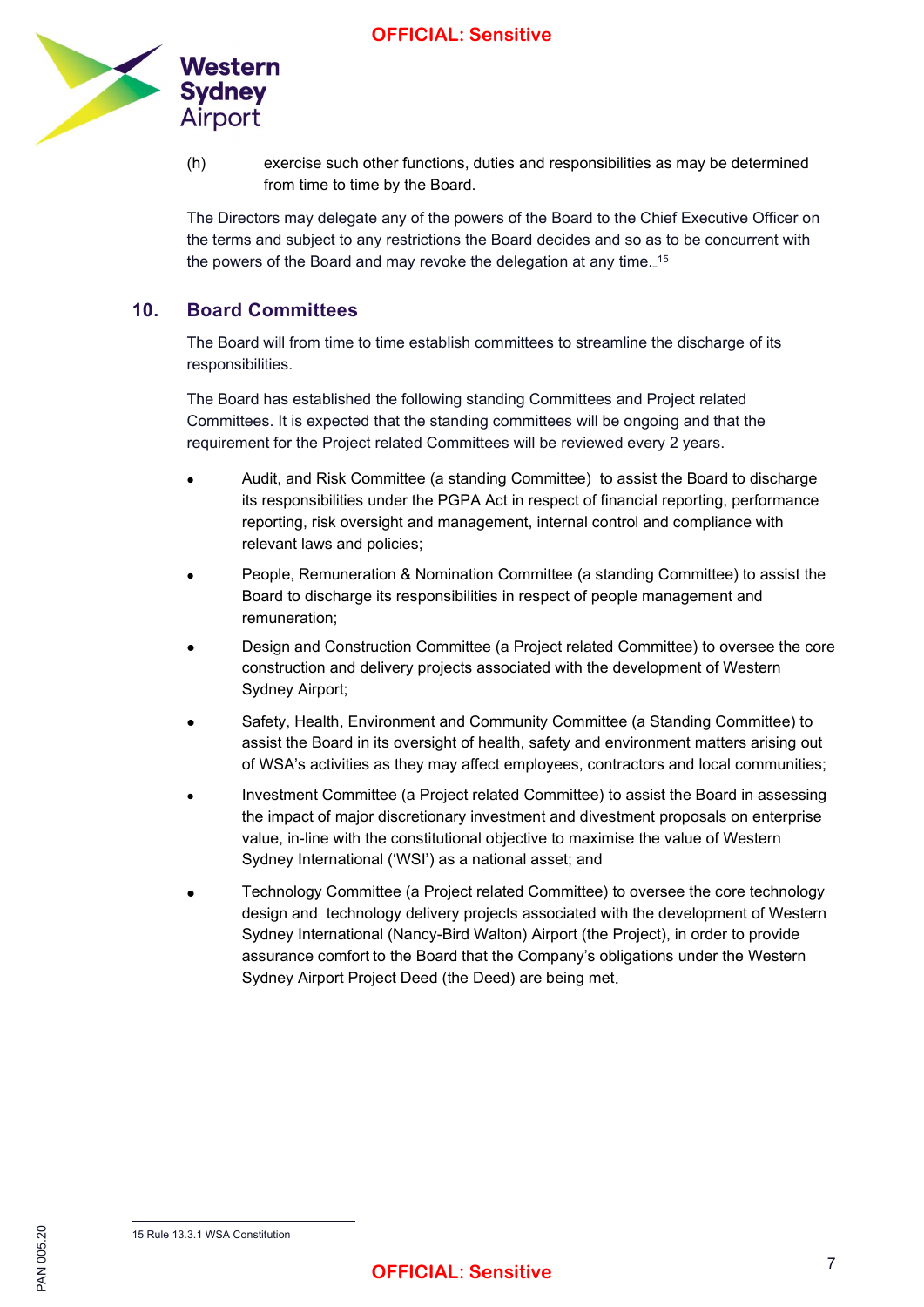(h) exercise such other functions, duties and responsibilities as may be determined from time to time by the Board.

The Directors may delegate any of the powers of the Board to the Chief Executive Officer on the terms and subject to any restrictions the Board decides and so as to be concurrent with the powers of the Board and may revoke the delegation at any time.[15]

## 10. Board Committees

The Board will from time to time establish committees to streamline the discharge of its responsibilities.

The Board has established the following standing Committees and Project related Committees. It is expected that the standing committees will be ongoing and that the requirement for the Project related Committees will be reviewed every 2 years.

- Audit, and Risk Committee (a standing Committee) to assist the Board to discharge its responsibilities under the PGPA Act in respect of financial reporting, performance reporting, risk oversight and management, internal control and compliance with relevant laws and policies;
- People, Remuneration & Nomination Committee (a standing Committee) to assist the Board to discharge its responsibilities in respect of people management and remuneration;
- Design and Construction Committee (a Project related Committee) to oversee the core construction and delivery projects associated with the development of Western Sydney Airport;
- Safety, Health, Environment and Community Committee (a Standing Committee) to assist the Board in its oversight of health, safety and environment matters arising out of WSA's activities as they may affect employees, contractors and local communities;
- Investment Committee (a Project related Committee) to assist the Board in assessing the impact of major discretionary investment and divestment proposals on enterprise value, in-line with the constitutional objective to maximise the value of Western Sydney International ('WSI') as a national asset; and
- Technology Committee (a Project related Committee) to oversee the core technology design and technology delivery projects associated with the development of Western Sydney International (Nancy-Bird Walton) Airport (the Project), in order to provide assurance comfort to the Board that the Company's obligations under the Western Sydney Airport Project Deed (the Deed) are being met.

---

15 Rule 13.3.1 WSA Constitution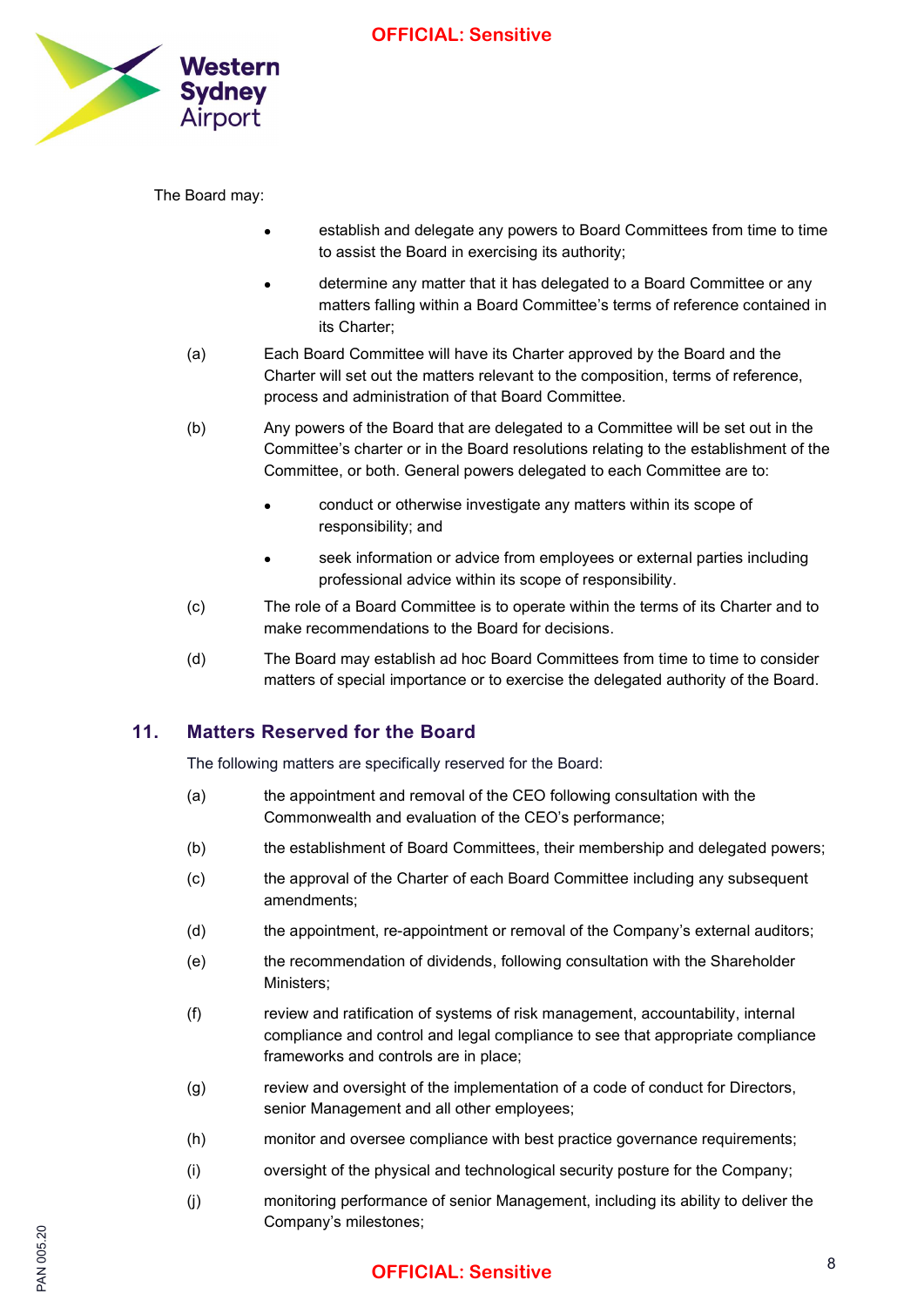The Board may:

- establish and delegate any powers to Board Committees from time to time to assist the Board in exercising its authority;
- determine any matter that it has delegated to a Board Committee or any matters falling within a Board Committee's terms of reference contained in its Charter;

(a) Each Board Committee will have its Charter approved by the Board and the Charter will set out the matters relevant to the composition, terms of reference, process and administration of that Board Committee.

(b) Any powers of the Board that are delegated to a Committee will be set out in the Committee's charter or in the Board resolutions relating to the establishment of the Committee, or both. General powers delegated to each Committee are to:

- conduct or otherwise investigate any matters within its scope of responsibility; and
- seek information or advice from employees or external parties including professional advice within its scope of responsibility.

(c) The role of a Board Committee is to operate within the terms of its Charter and to make recommendations to the Board for decisions.

(d) The Board may establish ad hoc Board Committees from time to time to consider matters of special importance or to exercise the delegated authority of the Board.

## 11. Matters Reserved for the Board

The following matters are specifically reserved for the Board:

(a) the appointment and removal of the CEO following consultation with the Commonwealth and evaluation of the CEO's performance;

(b) the establishment of Board Committees, their membership and delegated powers;

(c) the approval of the Charter of each Board Committee including any subsequent amendments;

(d) the appointment, re-appointment or removal of the Company's external auditors;

(e) the recommendation of dividends, following consultation with the Shareholder Ministers;

(f) review and ratification of systems of risk management, accountability, internal compliance and control and legal compliance to see that appropriate compliance frameworks and controls are in place;

(g) review and oversight of the implementation of a code of conduct for Directors, senior Management and all other employees;

(h) monitor and oversee compliance with best practice governance requirements;

(i) oversight of the physical and technological security posture for the Company;

(j) monitoring performance of senior Management, including its ability to deliver the Company's milestones;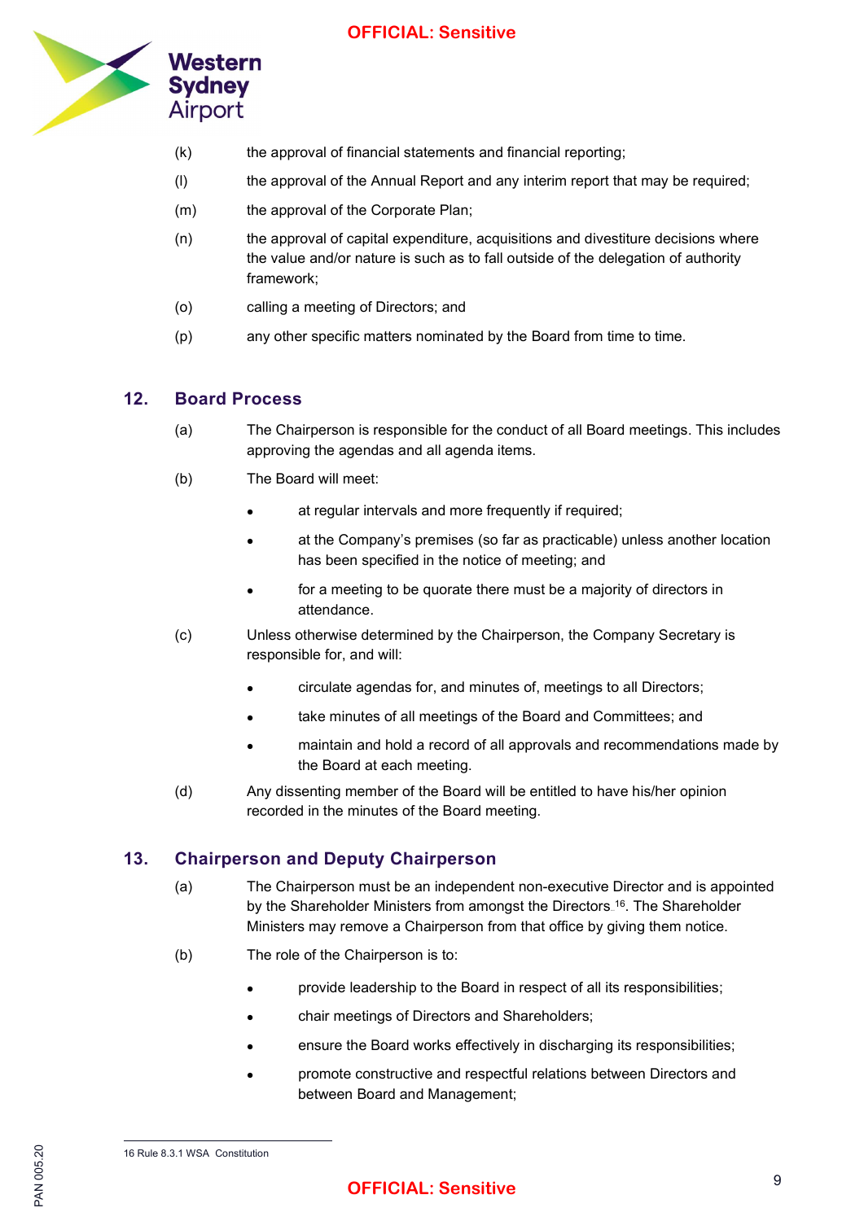(k) the approval of financial statements and financial reporting;

(l) the approval of the Annual Report and any interim report that may be required;

(m) the approval of the Corporate Plan;

(n) the approval of capital expenditure, acquisitions and divestiture decisions where the value and/or nature is such as to fall outside of the delegation of authority framework;

(o) calling a meeting of Directors; and

(p) any other specific matters nominated by the Board from time to time.

## 12. Board Process

(a) The Chairperson is responsible for the conduct of all Board meetings. This includes approving the agendas and all agenda items.

(b) The Board will meet:

- at regular intervals and more frequently if required;
- at the Company's premises (so far as practicable) unless another location has been specified in the notice of meeting; and
- for a meeting to be quorate there must be a majority of directors in attendance.

(c) Unless otherwise determined by the Chairperson, the Company Secretary is responsible for, and will:

- circulate agendas for, and minutes of, meetings to all Directors;
- take minutes of all meetings of the Board and Committees; and
- maintain and hold a record of all approvals and recommendations made by the Board at each meeting.

(d) Any dissenting member of the Board will be entitled to have his/her opinion recorded in the minutes of the Board meeting.

## 13. Chairperson and Deputy Chairperson

(a) The Chairperson must be an independent non-executive Director and is appointed by the Shareholder Ministers from amongst the Directors.[16]. The Shareholder Ministers may remove a Chairperson from that office by giving them notice.

(b) The role of the Chairperson is to:

- provide leadership to the Board in respect of all its responsibilities;
- chair meetings of Directors and Shareholders;
- ensure the Board works effectively in discharging its responsibilities;
- promote constructive and respectful relations between Directors and between Board and Management;

---

16 Rule 8.3.1 WSA Constitution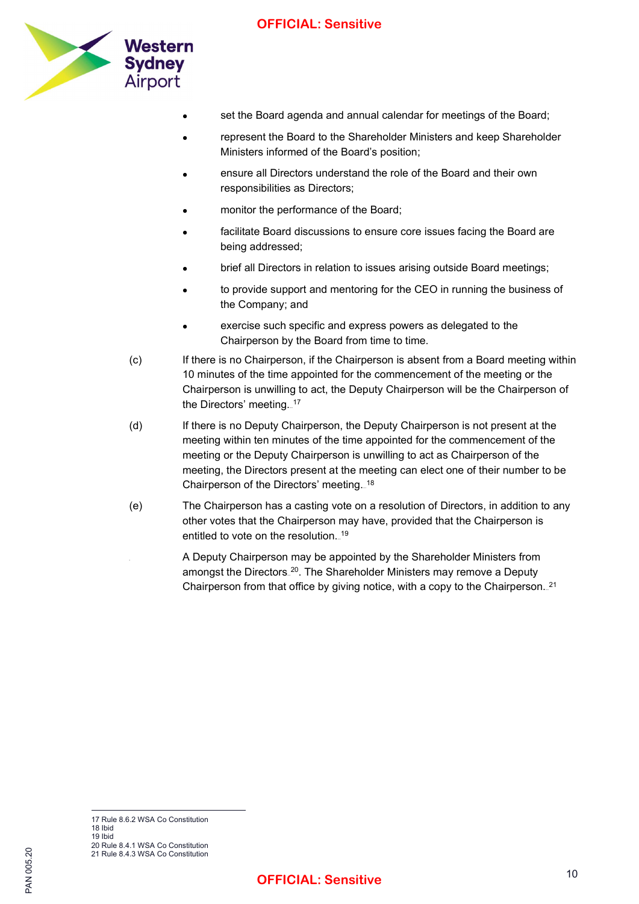- set the Board agenda and annual calendar for meetings of the Board;
- represent the Board to the Shareholder Ministers and keep Shareholder Ministers informed of the Board's position;
- ensure all Directors understand the role of the Board and their own responsibilities as Directors;
- monitor the performance of the Board;
- facilitate Board discussions to ensure core issues facing the Board are being addressed;
- brief all Directors in relation to issues arising outside Board meetings;
- to provide support and mentoring for the CEO in running the business of the Company; and
- exercise such specific and express powers as delegated to the Chairperson by the Board from time to time.

(c) If there is no Chairperson, if the Chairperson is absent from a Board meeting within 10 minutes of the time appointed for the commencement of the meeting or the Chairperson is unwilling to act, the Deputy Chairperson will be the Chairperson of the Directors' meeting.[17]

(d) If there is no Deputy Chairperson, the Deputy Chairperson is not present at the meeting within ten minutes of the time appointed for the commencement of the meeting or the Deputy Chairperson is unwilling to act as Chairperson of the meeting, the Directors present at the meeting can elect one of their number to be Chairperson of the Directors' meeting.[18]

(e) The Chairperson has a casting vote on a resolution of Directors, in addition to any other votes that the Chairperson may have, provided that the Chairperson is entitled to vote on the resolution.[19]

A Deputy Chairperson may be appointed by the Shareholder Ministers from amongst the Directors[20]. The Shareholder Ministers may remove a Deputy Chairperson from that office by giving notice, with a copy to the Chairperson.[21]

---

17 Rule 8.6.2 WSA Co Constitution
18 Ibid
19 Ibid
20 Rule 8.4.1 WSA Co Constitution
21 Rule 8.4.3 WSA Co Constitution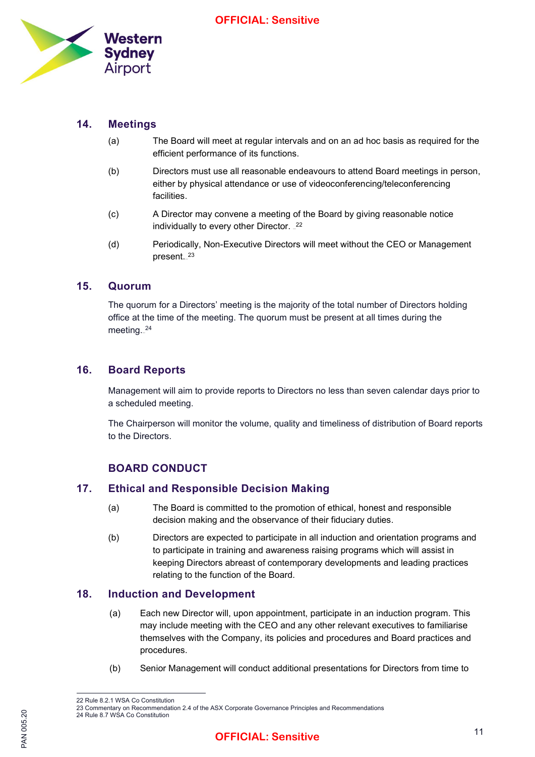## 14. Meetings

(a) The Board will meet at regular intervals and on an ad hoc basis as required for the efficient performance of its functions.

(b) Directors must use all reasonable endeavours to attend Board meetings in person, either by physical attendance or use of videoconferencing/teleconferencing facilities.

(c) A Director may convene a meeting of the Board by giving reasonable notice individually to every other Director. [22]

(d) Periodically, Non-Executive Directors will meet without the CEO or Management present.[23]

## 15. Quorum

The quorum for a Directors' meeting is the majority of the total number of Directors holding office at the time of the meeting. The quorum must be present at all times during the meeting.[24]

## 16. Board Reports

Management will aim to provide reports to Directors no less than seven calendar days prior to a scheduled meeting.

The Chairperson will monitor the volume, quality and timeliness of distribution of Board reports to the Directors.

# BOARD CONDUCT

## 17. Ethical and Responsible Decision Making

(a) The Board is committed to the promotion of ethical, honest and responsible decision making and the observance of their fiduciary duties.

(b) Directors are expected to participate in all induction and orientation programs and to participate in training and awareness raising programs which will assist in keeping Directors abreast of contemporary developments and leading practices relating to the function of the Board.

## 18. Induction and Development

(a) Each new Director will, upon appointment, participate in an induction program. This may include meeting with the CEO and any other relevant executives to familiarise themselves with the Company, its policies and procedures and Board practices and procedures.

(b) Senior Management will conduct additional presentations for Directors from time to

---

22 Rule 8.2.1 WSA Co Constitution
23 Commentary on Recommendation 2.4 of the ASX Corporate Governance Principles and Recommendations
24 Rule 8.7 WSA Co Constitution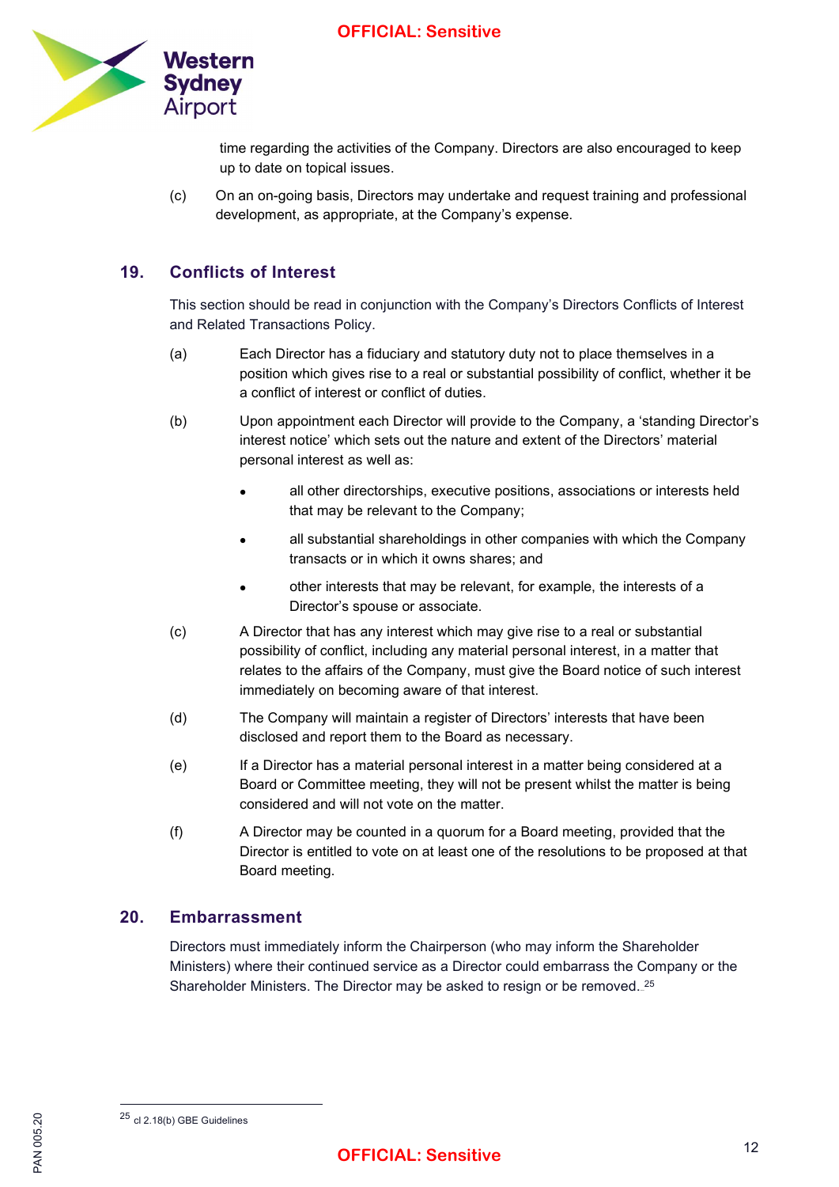time regarding the activities of the Company. Directors are also encouraged to keep up to date on topical issues.

(c) On an on-going basis, Directors may undertake and request training and professional development, as appropriate, at the Company's expense.

## 19. Conflicts of Interest

This section should be read in conjunction with the Company's Directors Conflicts of Interest and Related Transactions Policy.

(a) Each Director has a fiduciary and statutory duty not to place themselves in a position which gives rise to a real or substantial possibility of conflict, whether it be a conflict of interest or conflict of duties.

(b) Upon appointment each Director will provide to the Company, a 'standing Director's interest notice' which sets out the nature and extent of the Directors' material personal interest as well as:

- all other directorships, executive positions, associations or interests held that may be relevant to the Company;
- all substantial shareholdings in other companies with which the Company transacts or in which it owns shares; and
- other interests that may be relevant, for example, the interests of a Director's spouse or associate.

(c) A Director that has any interest which may give rise to a real or substantial possibility of conflict, including any material personal interest, in a matter that relates to the affairs of the Company, must give the Board notice of such interest immediately on becoming aware of that interest.

(d) The Company will maintain a register of Directors' interests that have been disclosed and report them to the Board as necessary.

(e) If a Director has a material personal interest in a matter being considered at a Board or Committee meeting, they will not be present whilst the matter is being considered and will not vote on the matter.

(f) A Director may be counted in a quorum for a Board meeting, provided that the Director is entitled to vote on at least one of the resolutions to be proposed at that Board meeting.

## 20. Embarrassment

Directors must immediately inform the Chairperson (who may inform the Shareholder Ministers) where their continued service as a Director could embarrass the Company or the Shareholder Ministers. The Director may be asked to resign or be removed.[25]

---

[25] cl 2.18(b) GBE Guidelines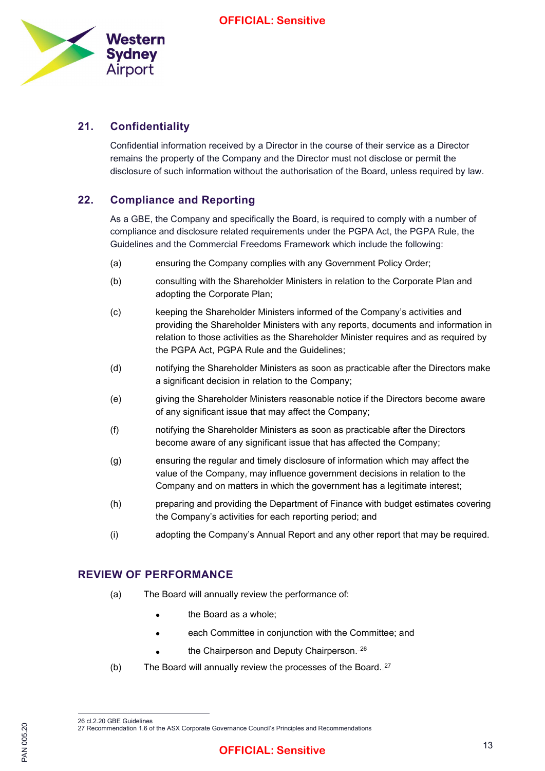## 21. Confidentiality

Confidential information received by a Director in the course of their service as a Director remains the property of the Company and the Director must not disclose or permit the disclosure of such information without the authorisation of the Board, unless required by law.

## 22. Compliance and Reporting

As a GBE, the Company and specifically the Board, is required to comply with a number of compliance and disclosure related requirements under the PGPA Act, the PGPA Rule, the Guidelines and the Commercial Freedoms Framework which include the following:

(a) ensuring the Company complies with any Government Policy Order;

(b) consulting with the Shareholder Ministers in relation to the Corporate Plan and adopting the Corporate Plan;

(c) keeping the Shareholder Ministers informed of the Company's activities and providing the Shareholder Ministers with any reports, documents and information in relation to those activities as the Shareholder Minister requires and as required by the PGPA Act, PGPA Rule and the Guidelines;

(d) notifying the Shareholder Ministers as soon as practicable after the Directors make a significant decision in relation to the Company;

(e) giving the Shareholder Ministers reasonable notice if the Directors become aware of any significant issue that may affect the Company;

(f) notifying the Shareholder Ministers as soon as practicable after the Directors become aware of any significant issue that has affected the Company;

(g) ensuring the regular and timely disclosure of information which may affect the value of the Company, may influence government decisions in relation to the Company and on matters in which the government has a legitimate interest;

(h) preparing and providing the Department of Finance with budget estimates covering the Company's activities for each reporting period; and

(i) adopting the Company's Annual Report and any other report that may be required.

## REVIEW OF PERFORMANCE

(a) The Board will annually review the performance of:

- the Board as a whole;
- each Committee in conjunction with the Committee; and
- the Chairperson and Deputy Chairperson.[26]

(b) The Board will annually review the processes of the Board.[27]

---

26 cl.2.20 GBE Guidelines
27 Recommendation 1.6 of the ASX Corporate Governance Council's Principles and Recommendations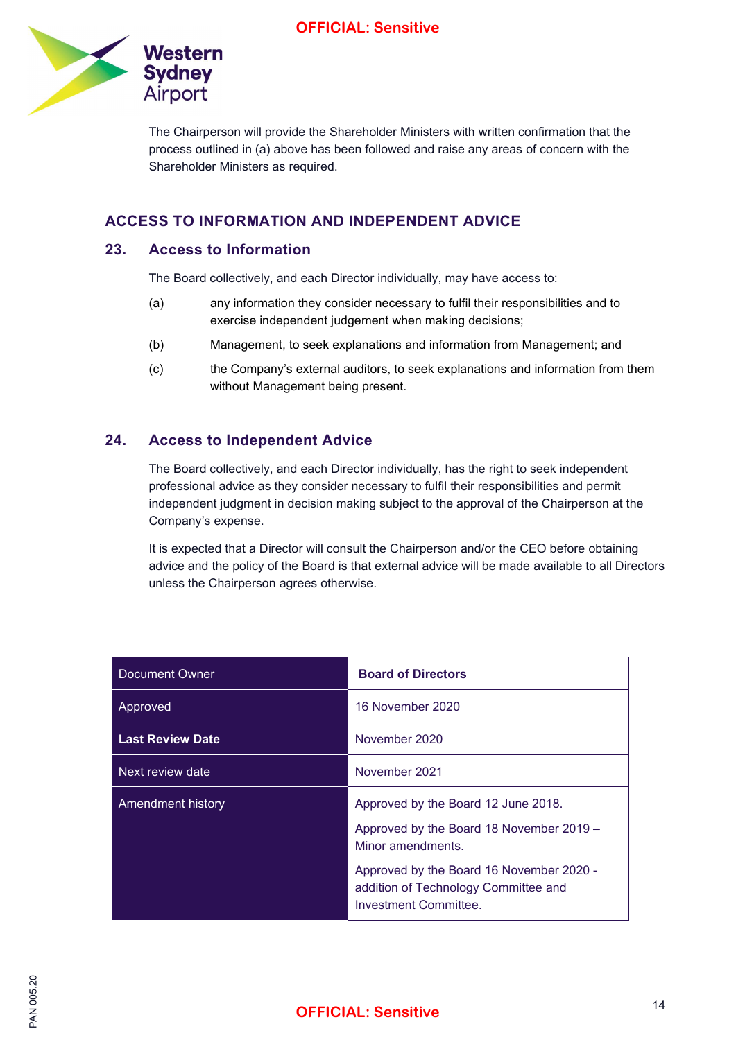The Chairperson will provide the Shareholder Ministers with written confirmation that the process outlined in (a) above has been followed and raise any areas of concern with the Shareholder Ministers as required.

## ACCESS TO INFORMATION AND INDEPENDENT ADVICE

### 23. Access to Information

The Board collectively, and each Director individually, may have access to:

(a) any information they consider necessary to fulfil their responsibilities and to exercise independent judgement when making decisions;

(b) Management, to seek explanations and information from Management; and

(c) the Company's external auditors, to seek explanations and information from them without Management being present.

### 24. Access to Independent Advice

The Board collectively, and each Director individually, has the right to seek independent professional advice as they consider necessary to fulfil their responsibilities and permit independent judgment in decision making subject to the approval of the Chairperson at the Company's expense.

It is expected that a Director will consult the Chairperson and/or the CEO before obtaining advice and the policy of the Board is that external advice will be made available to all Directors unless the Chairperson agrees otherwise.

| | |
|---|---|
| Document Owner | **Board of Directors** |
| Approved | 16 November 2020 |
| **Last Review Date** | November 2020 |
| Next review date | November 2021 |
| Amendment history | Approved by the Board 12 June 2018.<br>Approved by the Board 18 November 2019 – Minor amendments.<br>Approved by the Board 16 November 2020 - addition of Technology Committee and Investment Committee. |

PAN 005.20